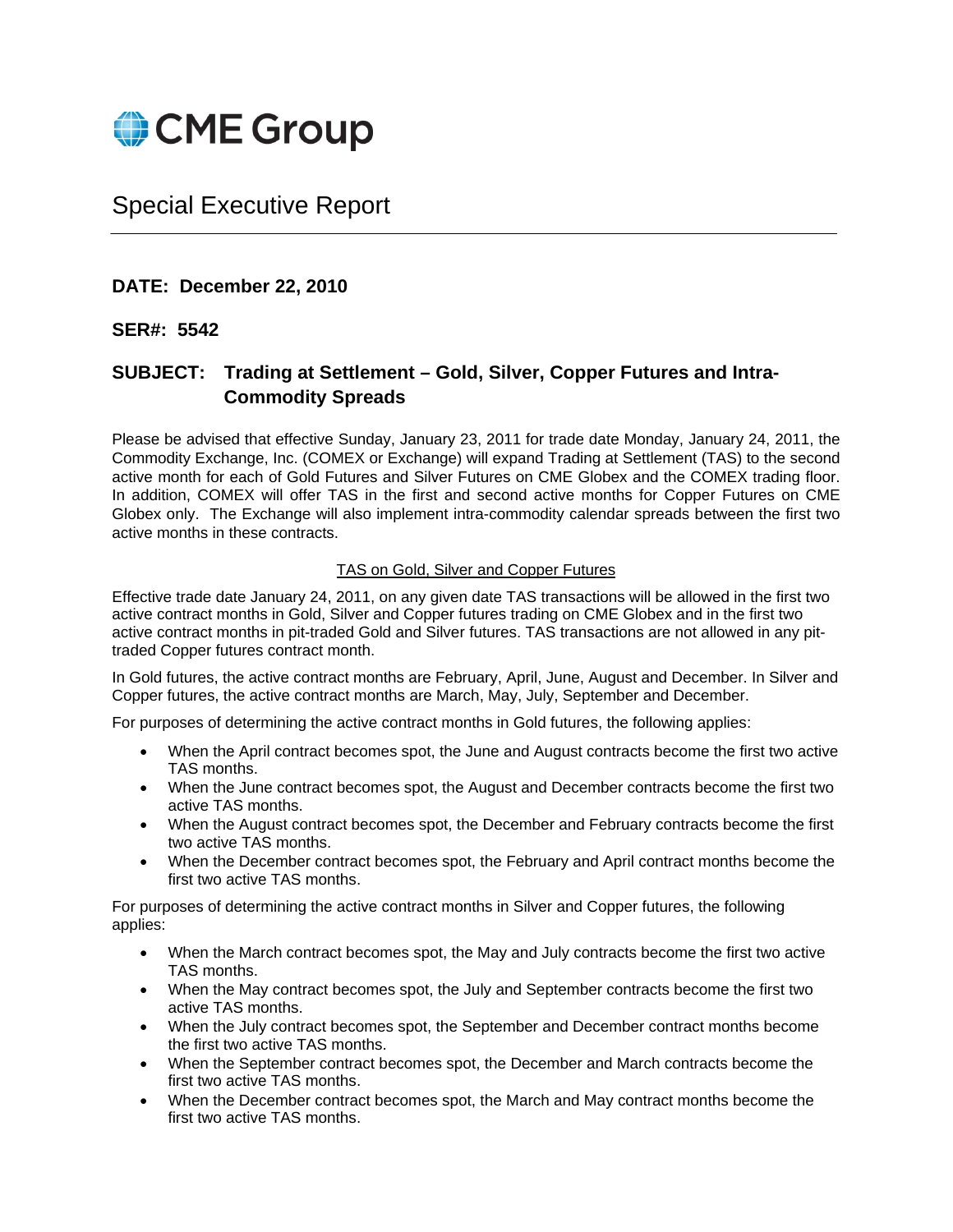CME Group

# Special Executive Report

**DATE: December 22, 2010**

**SER#: 5542**

**SUBJECT: Trading at Settlement – Gold, Silver, Copper Futures and Intra-Commodity Spreads**

Please be advised that effective Sunday, January 23, 2011 for trade date Monday, January 24, 2011, the Commodity Exchange, Inc. (COMEX or Exchange) will expand Trading at Settlement (TAS) to the second active month for each of Gold Futures and Silver Futures on CME Globex and the COMEX trading floor. In addition, COMEX will offer TAS in the first and second active months for Copper Futures on CME Globex only. The Exchange will also implement intra-commodity calendar spreads between the first two active months in these contracts.

<u>TAS on Gold, Silver and Copper Futures</u>

Effective trade date January 24, 2011, on any given date TAS transactions will be allowed in the first two active contract months in Gold, Silver and Copper futures trading on CME Globex and in the first two active contract months in pit-traded Gold and Silver futures. TAS transactions are not allowed in any pit-traded Copper futures contract month.

In Gold futures, the active contract months are February, April, June, August and December. In Silver and Copper futures, the active contract months are March, May, July, September and December.

For purposes of determining the active contract months in Gold futures, the following applies:

- When the April contract becomes spot, the June and August contracts become the first two active TAS months.
- When the June contract becomes spot, the August and December contracts become the first two active TAS months.
- When the August contract becomes spot, the December and February contracts become the first two active TAS months.
- When the December contract becomes spot, the February and April contract months become the first two active TAS months.

For purposes of determining the active contract months in Silver and Copper futures, the following applies:

- When the March contract becomes spot, the May and July contracts become the first two active TAS months.
- When the May contract becomes spot, the July and September contracts become the first two active TAS months.
- When the July contract becomes spot, the September and December contract months become the first two active TAS months.
- When the September contract becomes spot, the December and March contracts become the first two active TAS months.
- When the December contract becomes spot, the March and May contract months become the first two active TAS months.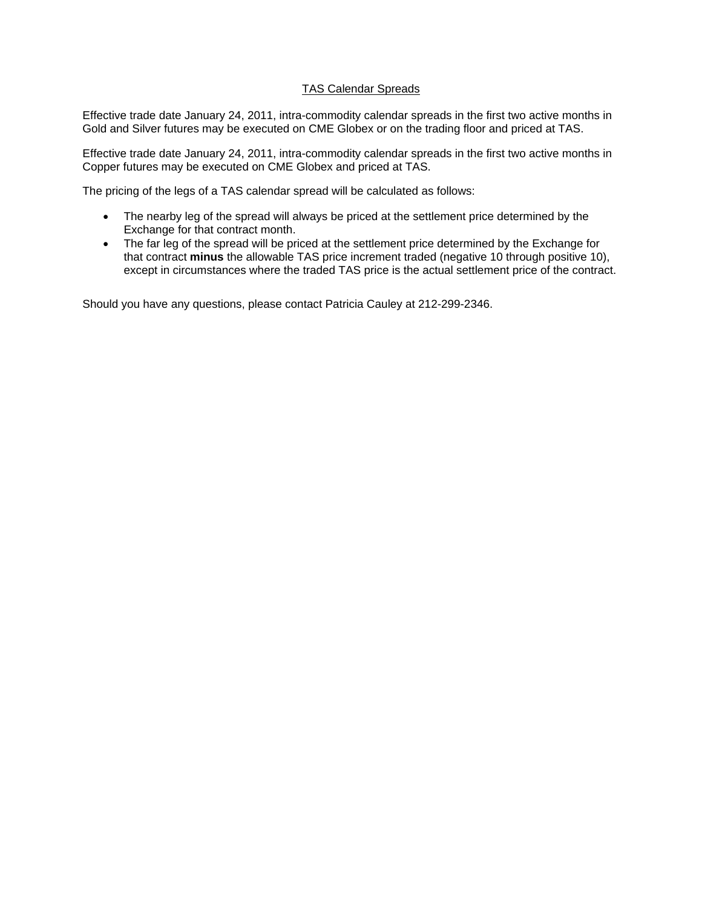## TAS Calendar Spreads

Effective trade date January 24, 2011, intra-commodity calendar spreads in the first two active months in Gold and Silver futures may be executed on CME Globex or on the trading floor and priced at TAS.

Effective trade date January 24, 2011, intra-commodity calendar spreads in the first two active months in Copper futures may be executed on CME Globex and priced at TAS.

The pricing of the legs of a TAS calendar spread will be calculated as follows:

- The nearby leg of the spread will always be priced at the settlement price determined by the Exchange for that contract month.
- The far leg of the spread will be priced at the settlement price determined by the Exchange for that contract **minus** the allowable TAS price increment traded (negative 10 through positive 10), except in circumstances where the traded TAS price is the actual settlement price of the contract.

Should you have any questions, please contact Patricia Cauley at 212-299-2346.